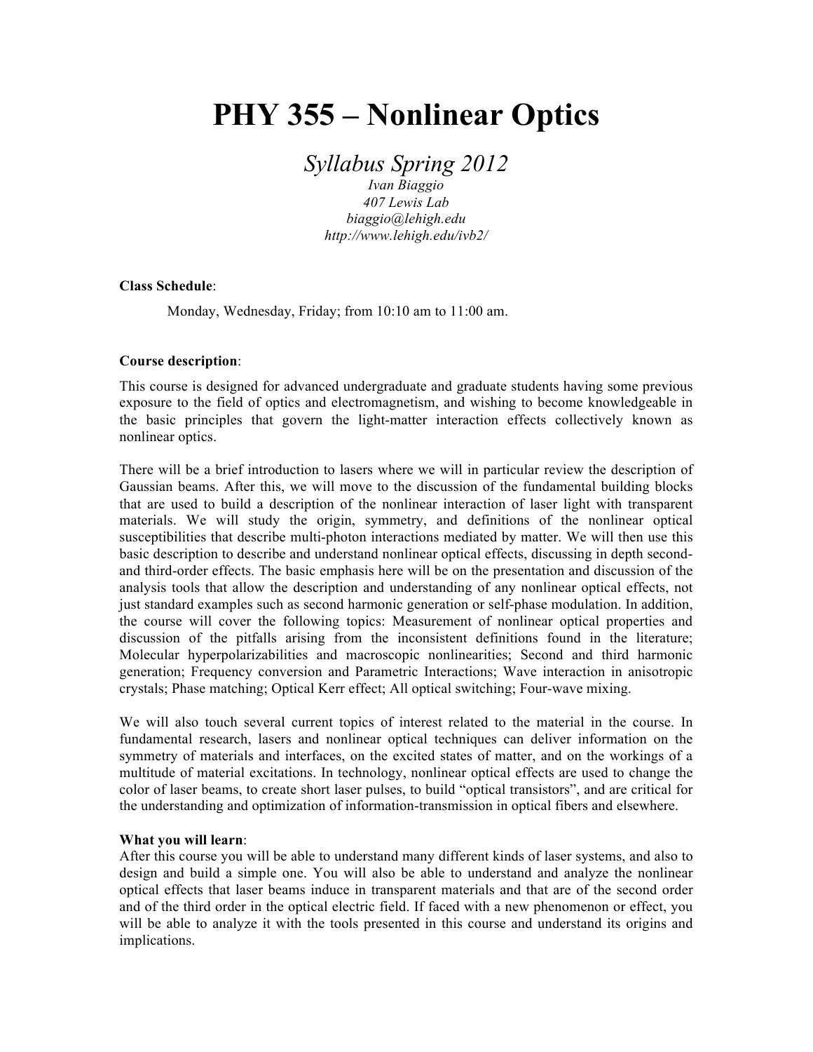# PHY 355 – Nonlinear Optics

*Syllabus Spring 2012*

*Ivan Biaggio*
*407 Lewis Lab*
*biaggio@lehigh.edu*
*http://www.lehigh.edu/ivb2/*

**Class Schedule**:

Monday, Wednesday, Friday; from 10:10 am to 11:00 am.

**Course description**:

This course is designed for advanced undergraduate and graduate students having some previous exposure to the field of optics and electromagnetism, and wishing to become knowledgeable in the basic principles that govern the light-matter interaction effects collectively known as nonlinear optics.

There will be a brief introduction to lasers where we will in particular review the description of Gaussian beams. After this, we will move to the discussion of the fundamental building blocks that are used to build a description of the nonlinear interaction of laser light with transparent materials. We will study the origin, symmetry, and definitions of the nonlinear optical susceptibilities that describe multi-photon interactions mediated by matter. We will then use this basic description to describe and understand nonlinear optical effects, discussing in depth second- and third-order effects. The basic emphasis here will be on the presentation and discussion of the analysis tools that allow the description and understanding of any nonlinear optical effects, not just standard examples such as second harmonic generation or self-phase modulation. In addition, the course will cover the following topics: Measurement of nonlinear optical properties and discussion of the pitfalls arising from the inconsistent definitions found in the literature; Molecular hyperpolarizabilities and macroscopic nonlinearities; Second and third harmonic generation; Frequency conversion and Parametric Interactions; Wave interaction in anisotropic crystals; Phase matching; Optical Kerr effect; All optical switching; Four-wave mixing.

We will also touch several current topics of interest related to the material in the course. In fundamental research, lasers and nonlinear optical techniques can deliver information on the symmetry of materials and interfaces, on the excited states of matter, and on the workings of a multitude of material excitations. In technology, nonlinear optical effects are used to change the color of laser beams, to create short laser pulses, to build "optical transistors", and are critical for the understanding and optimization of information-transmission in optical fibers and elsewhere.

**What you will learn**:

After this course you will be able to understand many different kinds of laser systems, and also to design and build a simple one. You will also be able to understand and analyze the nonlinear optical effects that laser beams induce in transparent materials and that are of the second order and of the third order in the optical electric field. If faced with a new phenomenon or effect, you will be able to analyze it with the tools presented in this course and understand its origins and implications.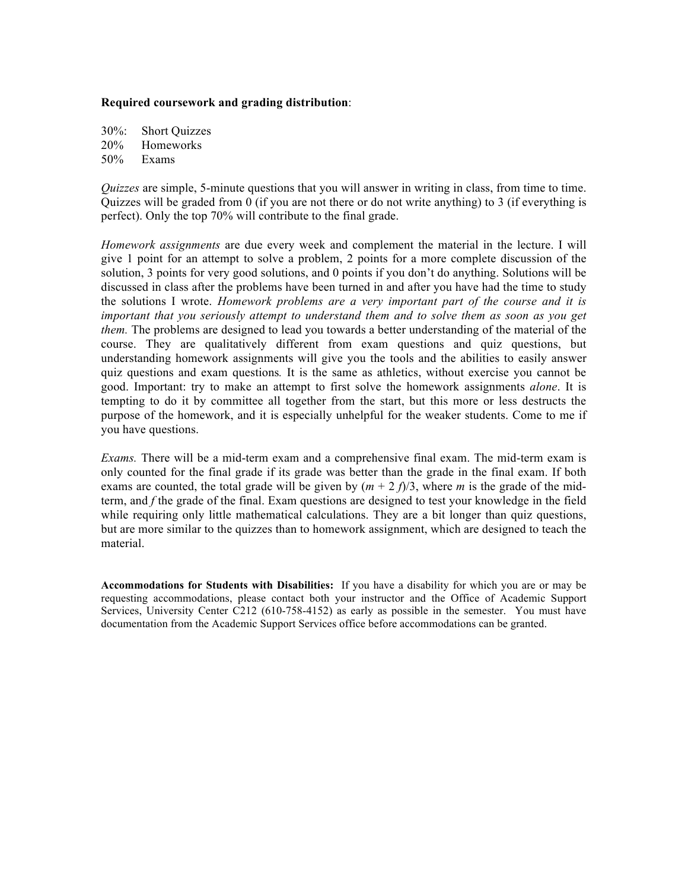**Required coursework and grading distribution**:

30%: Short Quizzes  
20% Homeworks  
50% Exams

*Quizzes* are simple, 5-minute questions that you will answer in writing in class, from time to time. Quizzes will be graded from 0 (if you are not there or do not write anything) to 3 (if everything is perfect). Only the top 70% will contribute to the final grade.

*Homework assignments* are due every week and complement the material in the lecture. I will give 1 point for an attempt to solve a problem, 2 points for a more complete discussion of the solution, 3 points for very good solutions, and 0 points if you don't do anything. Solutions will be discussed in class after the problems have been turned in and after you have had the time to study the solutions I wrote. *Homework problems are a very important part of the course and it is important that you seriously attempt to understand them and to solve them as soon as you get them.* The problems are designed to lead you towards a better understanding of the material of the course. They are qualitatively different from exam questions and quiz questions, but understanding homework assignments will give you the tools and the abilities to easily answer quiz questions and exam questions*.* It is the same as athletics, without exercise you cannot be good. Important: try to make an attempt to first solve the homework assignments *alone*. It is tempting to do it by committee all together from the start, but this more or less destructs the purpose of the homework, and it is especially unhelpful for the weaker students. Come to me if you have questions.

*Exams.* There will be a mid-term exam and a comprehensive final exam. The mid-term exam is only counted for the final grade if its grade was better than the grade in the final exam. If both exams are counted, the total grade will be given by $(m + 2f)/3$, where $m$ is the grade of the mid-term, and $f$ the grade of the final. Exam questions are designed to test your knowledge in the field while requiring only little mathematical calculations. They are a bit longer than quiz questions, but are more similar to the quizzes than to homework assignment, which are designed to teach the material.

**Accommodations for Students with Disabilities:** If you have a disability for which you are or may be requesting accommodations, please contact both your instructor and the Office of Academic Support Services, University Center C212 (610-758-4152) as early as possible in the semester. You must have documentation from the Academic Support Services office before accommodations can be granted.